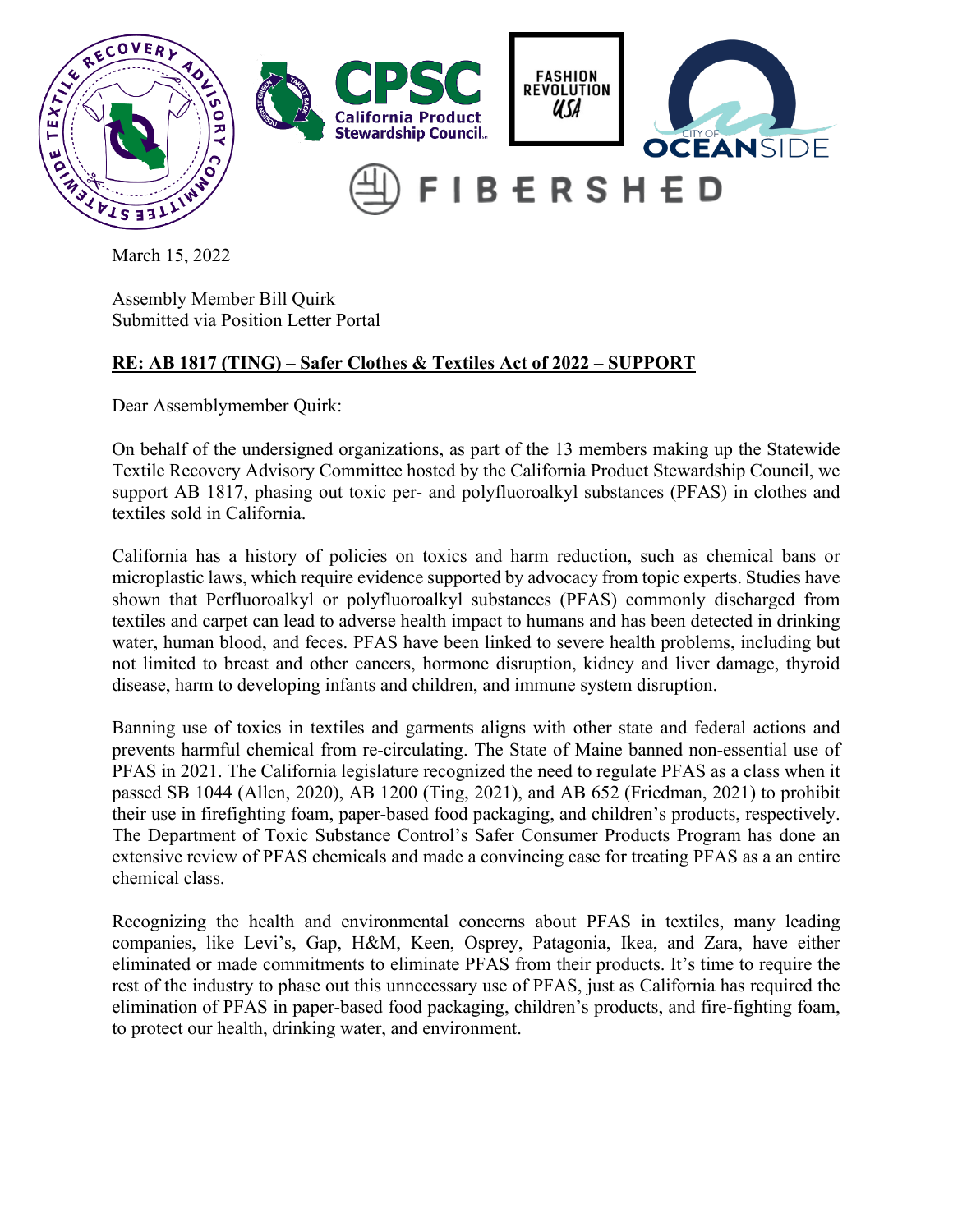March 15, 2022

Assembly Member Bill Quirk
Submitted via Position Letter Portal

**RE: AB 1817 (TING) – Safer Clothes & Textiles Act of 2022 – SUPPORT**

Dear Assemblymember Quirk:

On behalf of the undersigned organizations, as part of the 13 members making up the Statewide Textile Recovery Advisory Committee hosted by the California Product Stewardship Council, we support AB 1817, phasing out toxic per- and polyfluoroalkyl substances (PFAS) in clothes and textiles sold in California.

California has a history of policies on toxics and harm reduction, such as chemical bans or microplastic laws, which require evidence supported by advocacy from topic experts. Studies have shown that Perfluoroalkyl or polyfluoroalkyl substances (PFAS) commonly discharged from textiles and carpet can lead to adverse health impact to humans and has been detected in drinking water, human blood, and feces. PFAS have been linked to severe health problems, including but not limited to breast and other cancers, hormone disruption, kidney and liver damage, thyroid disease, harm to developing infants and children, and immune system disruption.

Banning use of toxics in textiles and garments aligns with other state and federal actions and prevents harmful chemical from re-circulating. The State of Maine banned non-essential use of PFAS in 2021. The California legislature recognized the need to regulate PFAS as a class when it passed SB 1044 (Allen, 2020), AB 1200 (Ting, 2021), and AB 652 (Friedman, 2021) to prohibit their use in firefighting foam, paper-based food packaging, and children's products, respectively. The Department of Toxic Substance Control's Safer Consumer Products Program has done an extensive review of PFAS chemicals and made a convincing case for treating PFAS as a an entire chemical class.

Recognizing the health and environmental concerns about PFAS in textiles, many leading companies, like Levi's, Gap, H&M, Keen, Osprey, Patagonia, Ikea, and Zara, have either eliminated or made commitments to eliminate PFAS from their products. It's time to require the rest of the industry to phase out this unnecessary use of PFAS, just as California has required the elimination of PFAS in paper-based food packaging, children's products, and fire-fighting foam, to protect our health, drinking water, and environment.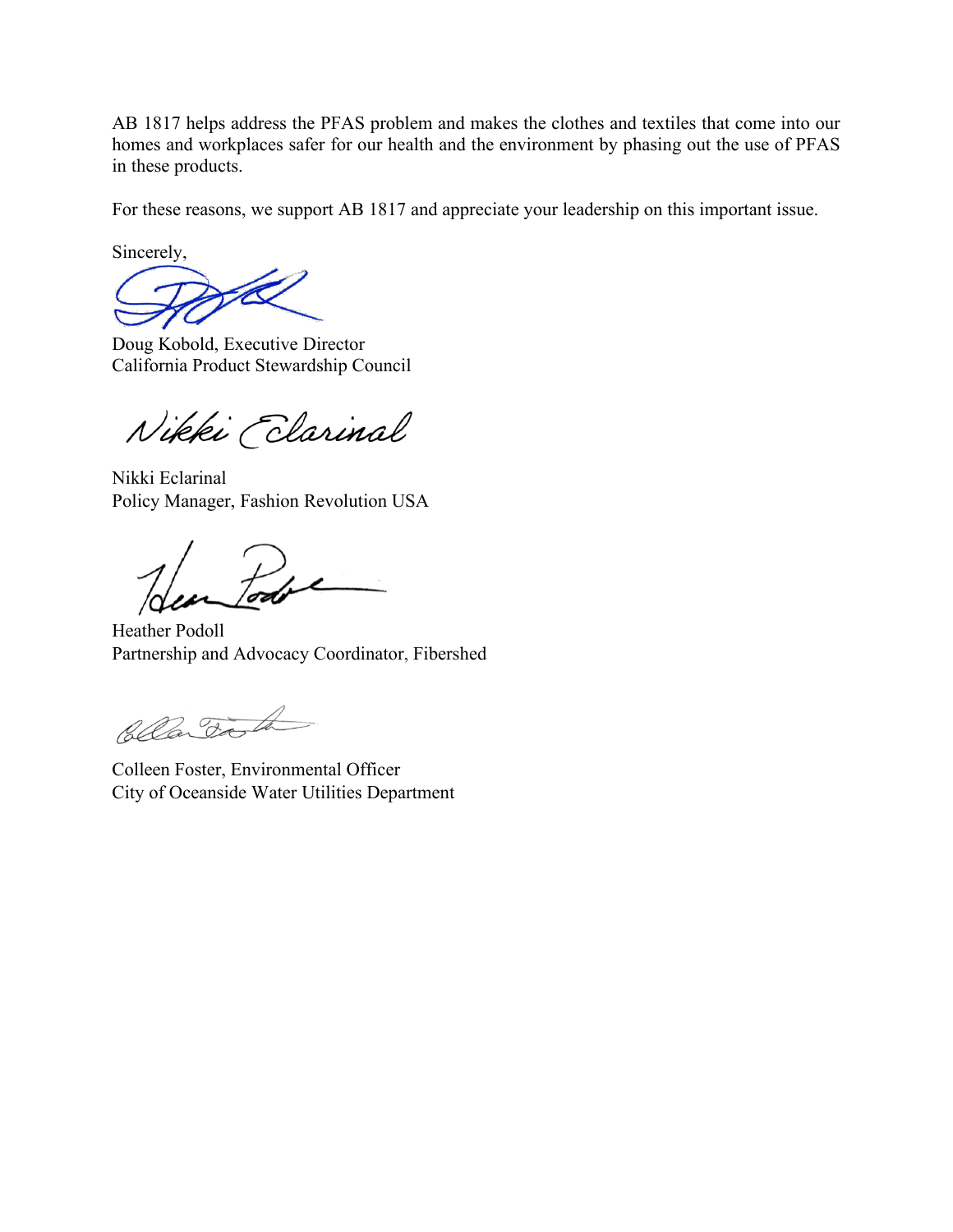AB 1817 helps address the PFAS problem and makes the clothes and textiles that come into our homes and workplaces safer for our health and the environment by phasing out the use of PFAS in these products.

For these reasons, we support AB 1817 and appreciate your leadership on this important issue.

Sincerely,

Doug Kobold, Executive Director
California Product Stewardship Council

Nikki Eclarinal
Policy Manager, Fashion Revolution USA

Heather Podoll
Partnership and Advocacy Coordinator, Fibershed

Colleen Foster, Environmental Officer
City of Oceanside Water Utilities Department